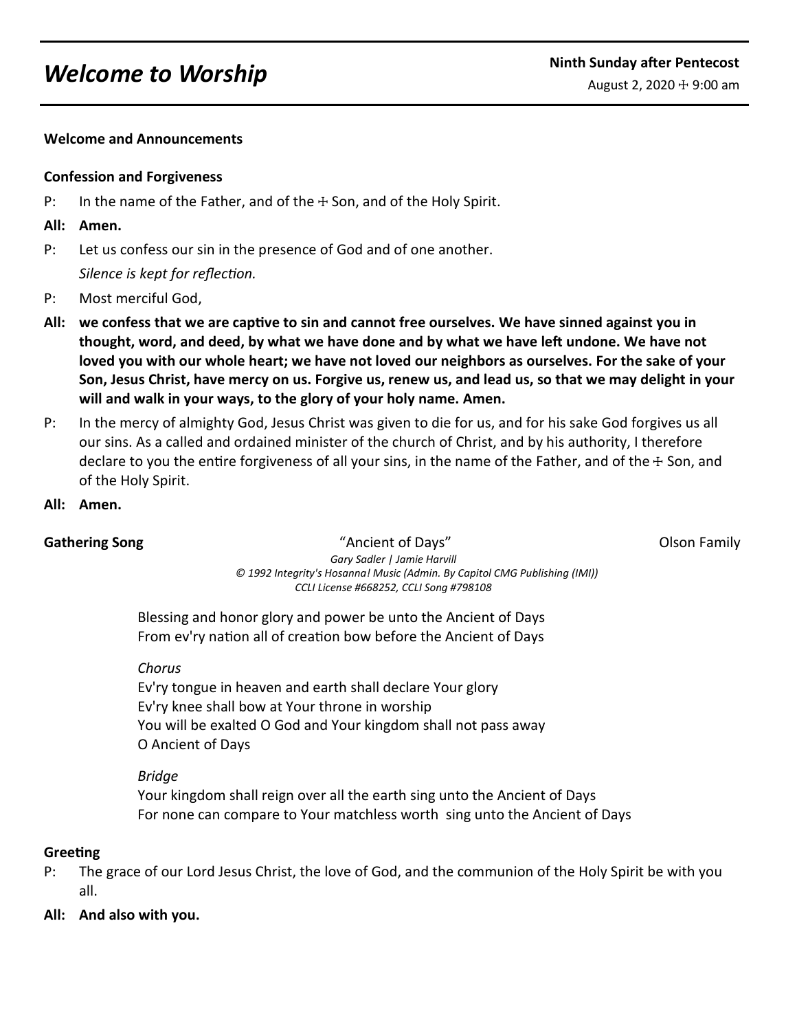# *Welcome to Worship*

**Ninth Sunday after Pentecost**

August 2, 2020 ☩ 9:00 am

**Welcome and Announcements**

**Confession and Forgiveness**

P: In the name of the Father, and of the ☩ Son, and of the Holy Spirit.

**All: Amen.**

P: Let us confess our sin in the presence of God and of one another.

*Silence is kept for reflection.*

P: Most merciful God,

**All: we confess that we are captive to sin and cannot free ourselves. We have sinned against you in thought, word, and deed, by what we have done and by what we have left undone. We have not loved you with our whole heart; we have not loved our neighbors as ourselves. For the sake of your Son, Jesus Christ, have mercy on us. Forgive us, renew us, and lead us, so that we may delight in your will and walk in your ways, to the glory of your holy name. Amen.**

P: In the mercy of almighty God, Jesus Christ was given to die for us, and for his sake God forgives us all our sins. As a called and ordained minister of the church of Christ, and by his authority, I therefore declare to you the entire forgiveness of all your sins, in the name of the Father, and of the ☩ Son, and of the Holy Spirit.

**All: Amen.**

**Gathering Song** "Ancient of Days" Olson Family

*Gary Sadler | Jamie Harvill*
*© 1992 Integrity's Hosanna! Music (Admin. By Capitol CMG Publishing (IMI))*
*CCLI License #668252, CCLI Song #798108*

Blessing and honor glory and power be unto the Ancient of Days
From ev'ry nation all of creation bow before the Ancient of Days

*Chorus*
Ev'ry tongue in heaven and earth shall declare Your glory
Ev'ry knee shall bow at Your throne in worship
You will be exalted O God and Your kingdom shall not pass away
O Ancient of Days

*Bridge*
Your kingdom shall reign over all the earth sing unto the Ancient of Days
For none can compare to Your matchless worth sing unto the Ancient of Days

**Greeting**

P: The grace of our Lord Jesus Christ, the love of God, and the communion of the Holy Spirit be with you all.

**All: And also with you.**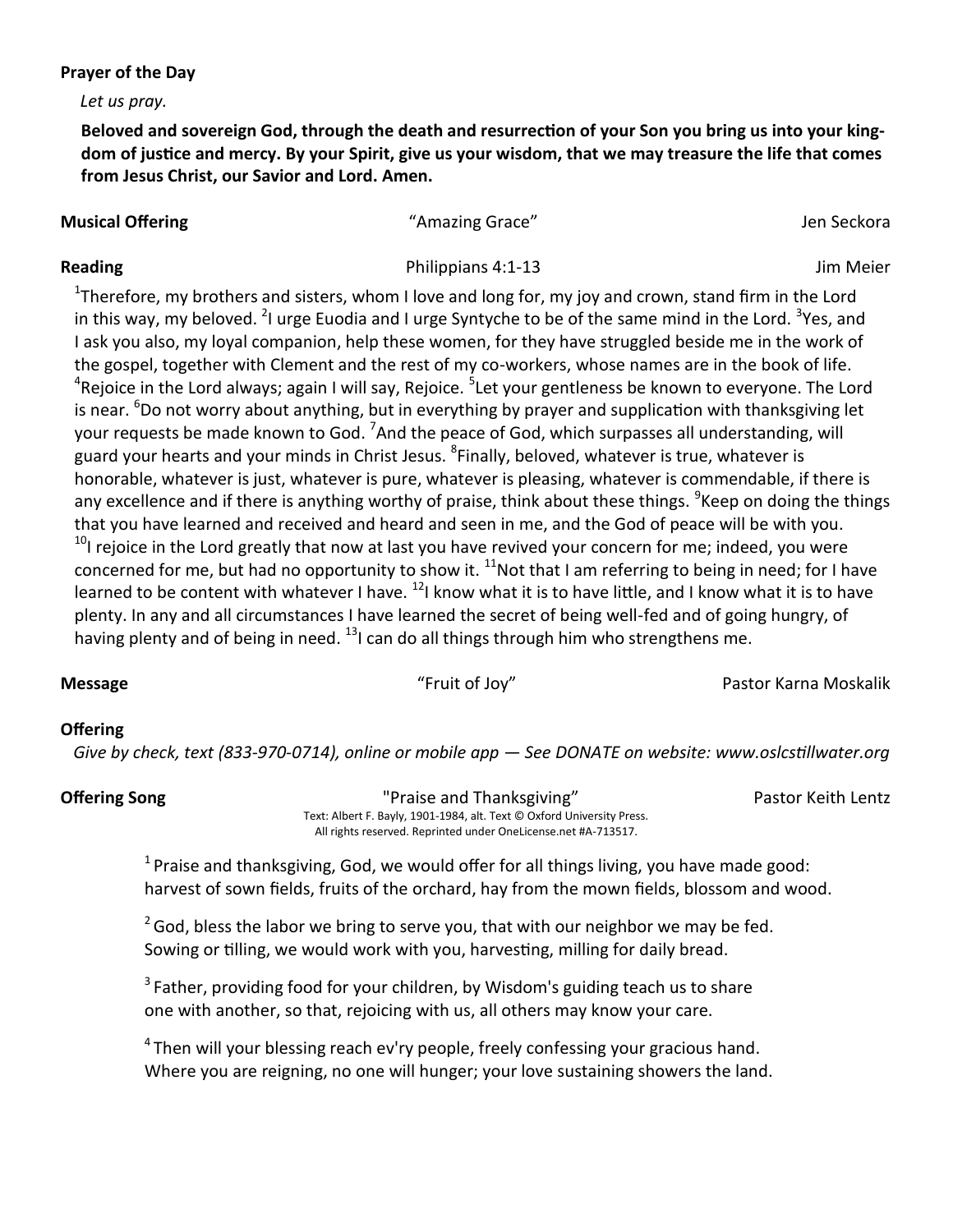**Prayer of the Day**

*Let us pray.*

**Beloved and sovereign God, through the death and resurrection of your Son you bring us into your kingdom of justice and mercy. By your Spirit, give us your wisdom, that we may treasure the life that comes from Jesus Christ, our Savior and Lord. Amen.**

**Musical Offering** "Amazing Grace" Jen Seckora

**Reading** Philippians 4:1-13 Jim Meier

[1]Therefore, my brothers and sisters, whom I love and long for, my joy and crown, stand firm in the Lord in this way, my beloved. [2]I urge Euodia and I urge Syntyche to be of the same mind in the Lord. [3]Yes, and I ask you also, my loyal companion, help these women, for they have struggled beside me in the work of the gospel, together with Clement and the rest of my co-workers, whose names are in the book of life. [4]Rejoice in the Lord always; again I will say, Rejoice. [5]Let your gentleness be known to everyone. The Lord is near. [6]Do not worry about anything, but in everything by prayer and supplication with thanksgiving let your requests be made known to God. [7]And the peace of God, which surpasses all understanding, will guard your hearts and your minds in Christ Jesus. [8]Finally, beloved, whatever is true, whatever is honorable, whatever is just, whatever is pure, whatever is pleasing, whatever is commendable, if there is any excellence and if there is anything worthy of praise, think about these things. [9]Keep on doing the things that you have learned and received and heard and seen in me, and the God of peace will be with you. [10]I rejoice in the Lord greatly that now at last you have revived your concern for me; indeed, you were concerned for me, but had no opportunity to show it. [11]Not that I am referring to being in need; for I have learned to be content with whatever I have. [12]I know what it is to have little, and I know what it is to have plenty. In any and all circumstances I have learned the secret of being well-fed and of going hungry, of having plenty and of being in need. [13]I can do all things through him who strengthens me.

**Message** "Fruit of Joy" Pastor Karna Moskalik

**Offering**

*Give by check, text (833-970-0714), online or mobile app — See DONATE on website: www.oslcstillwater.org*

**Offering Song** "Praise and Thanksgiving" Pastor Keith Lentz

Text: Albert F. Bayly, 1901-1984, alt. Text © Oxford University Press.
All rights reserved. Reprinted under OneLicense.net #A-713517.

[1] Praise and thanksgiving, God, we would offer for all things living, you have made good:
harvest of sown fields, fruits of the orchard, hay from the mown fields, blossom and wood.

[2] God, bless the labor we bring to serve you, that with our neighbor we may be fed.
Sowing or tilling, we would work with you, harvesting, milling for daily bread.

[3] Father, providing food for your children, by Wisdom's guiding teach us to share
one with another, so that, rejoicing with us, all others may know your care.

[4] Then will your blessing reach ev'ry people, freely confessing your gracious hand.
Where you are reigning, no one will hunger; your love sustaining showers the land.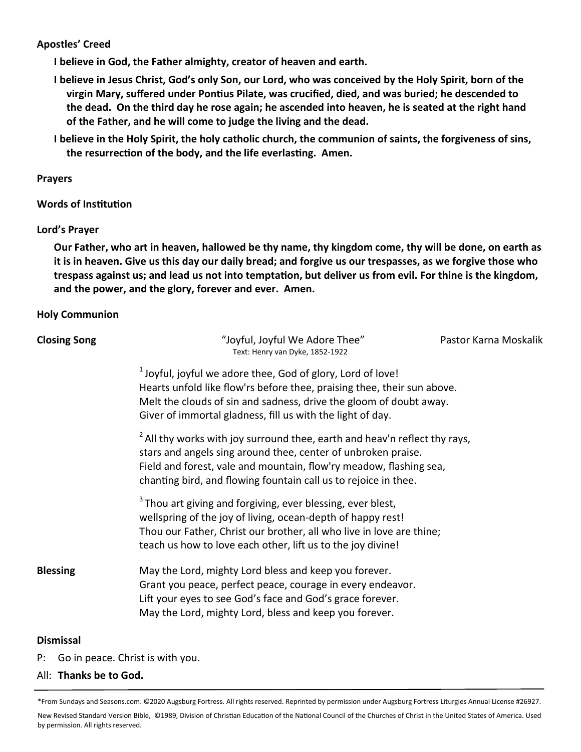**Apostles' Creed**

**I believe in God, the Father almighty, creator of heaven and earth.**

**I believe in Jesus Christ, God's only Son, our Lord, who was conceived by the Holy Spirit, born of the virgin Mary, suffered under Pontius Pilate, was crucified, died, and was buried; he descended to the dead. On the third day he rose again; he ascended into heaven, he is seated at the right hand of the Father, and he will come to judge the living and the dead.**

**I believe in the Holy Spirit, the holy catholic church, the communion of saints, the forgiveness of sins, the resurrection of the body, and the life everlasting. Amen.**

**Prayers**

**Words of Institution**

**Lord's Prayer**

**Our Father, who art in heaven, hallowed be thy name, thy kingdom come, thy will be done, on earth as it is in heaven. Give us this day our daily bread; and forgive us our trespasses, as we forgive those who trespass against us; and lead us not into temptation, but deliver us from evil. For thine is the kingdom, and the power, and the glory, forever and ever. Amen.**

**Holy Communion**

**Closing Song** "Joyful, Joyful We Adore Thee" Pastor Karna Moskalik

Text: Henry van Dyke, 1852-1922

[1] Joyful, joyful we adore thee, God of glory, Lord of love!
Hearts unfold like flow'rs before thee, praising thee, their sun above.
Melt the clouds of sin and sadness, drive the gloom of doubt away.
Giver of immortal gladness, fill us with the light of day.

[2] All thy works with joy surround thee, earth and heav'n reflect thy rays,
stars and angels sing around thee, center of unbroken praise.
Field and forest, vale and mountain, flow'ry meadow, flashing sea,
chanting bird, and flowing fountain call us to rejoice in thee.

[3] Thou art giving and forgiving, ever blessing, ever blest,
wellspring of the joy of living, ocean-depth of happy rest!
Thou our Father, Christ our brother, all who live in love are thine;
teach us how to love each other, lift us to the joy divine!

**Blessing**

May the Lord, mighty Lord bless and keep you forever.
Grant you peace, perfect peace, courage in every endeavor.
Lift your eyes to see God's face and God's grace forever.
May the Lord, mighty Lord, bless and keep you forever.

**Dismissal**

P: Go in peace. Christ is with you.

All: **Thanks be to God.**

---

*From Sundays and Seasons.com. ©2020 Augsburg Fortress. All rights reserved. Reprinted by permission under Augsburg Fortress Liturgies Annual License #26927.

New Revised Standard Version Bible, ©1989, Division of Christian Education of the National Council of the Churches of Christ in the United States of America. Used by permission. All rights reserved.